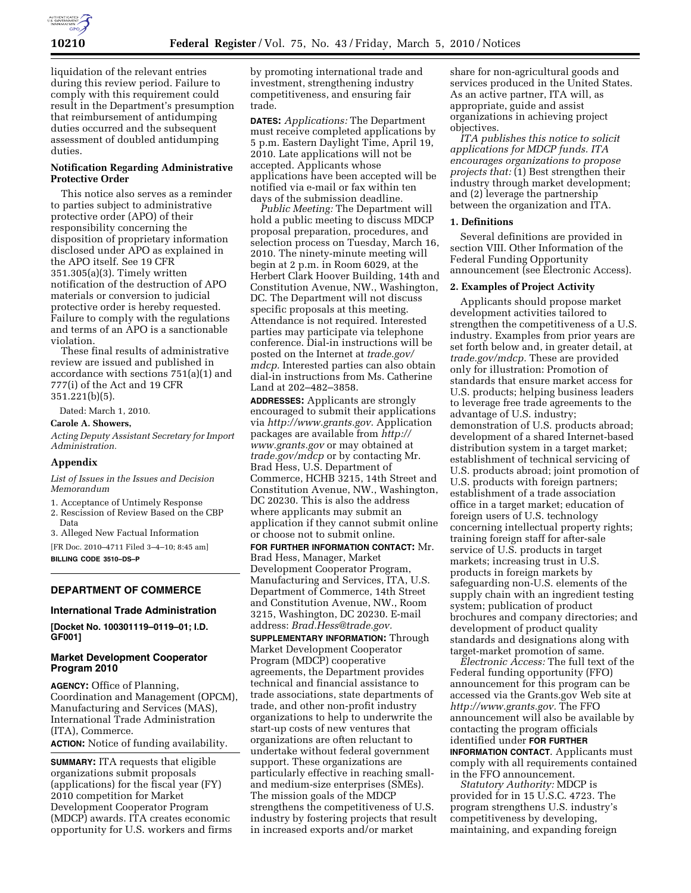liquidation of the relevant entries during this review period. Failure to comply with this requirement could result in the Department's presumption that reimbursement of antidumping duties occurred and the subsequent assessment of doubled antidumping duties.

**Notification Regarding Administrative Protective Order**

This notice also serves as a reminder to parties subject to administrative protective order (APO) of their responsibility concerning the disposition of proprietary information disclosed under APO as explained in the APO itself. See 19 CFR 351.305(a)(3). Timely written notification of the destruction of APO materials or conversion to judicial protective order is hereby requested. Failure to comply with the regulations and terms of an APO is a sanctionable violation.

These final results of administrative review are issued and published in accordance with sections 751(a)(1) and 777(i) of the Act and 19 CFR 351.221(b)(5).

Dated: March 1, 2010.

**Carole A. Showers,**

*Acting Deputy Assistant Secretary for Import Administration.*

**Appendix**

*List of Issues in the Issues and Decision Memorandum*

1. Acceptance of Untimely Response
2. Rescission of Review Based on the CBP Data
3. Alleged New Factual Information

[FR Doc. 2010–4711 Filed 3–4–10; 8:45 am]

**BILLING CODE 3510–DS–P**

## DEPARTMENT OF COMMERCE

### International Trade Administration

**[Docket No. 100301119–0119–01; I.D. GF001]**

### Market Development Cooperator Program 2010

**AGENCY:** Office of Planning, Coordination and Management (OPCM), Manufacturing and Services (MAS), International Trade Administration (ITA), Commerce.

**ACTION:** Notice of funding availability.

**SUMMARY:** ITA requests that eligible organizations submit proposals (applications) for the fiscal year (FY) 2010 competition for Market Development Cooperator Program (MDCP) awards. ITA creates economic opportunity for U.S. workers and firms by promoting international trade and investment, strengthening industry competitiveness, and ensuring fair trade.

**DATES:** *Applications:* The Department must receive completed applications by 5 p.m. Eastern Daylight Time, April 19, 2010. Late applications will not be accepted. Applicants whose applications have been accepted will be notified via e-mail or fax within ten days of the submission deadline.

*Public Meeting:* The Department will hold a public meeting to discuss MDCP proposal preparation, procedures, and selection process on Tuesday, March 16, 2010. The ninety-minute meeting will begin at 2 p.m. in Room 6029, at the Herbert Clark Hoover Building, 14th and Constitution Avenue, NW., Washington, DC. The Department will not discuss specific proposals at this meeting. Attendance is not required. Interested parties may participate via telephone conference. Dial-in instructions will be posted on the Internet at *trade.gov/mdcp.* Interested parties can also obtain dial-in instructions from Ms. Catherine Land at 202–482–3858.

**ADDRESSES:** Applicants are strongly encouraged to submit their applications via *http://www.grants.gov.* Application packages are available from *http://www.grants.gov* or may obtained at *trade.gov/mdcp* or by contacting Mr. Brad Hess, U.S. Department of Commerce, HCHB 3215, 14th Street and Constitution Avenue, NW., Washington, DC 20230. This is also the address where applicants may submit an application if they cannot submit online or choose not to submit online.

**FOR FURTHER INFORMATION CONTACT:** Mr. Brad Hess, Manager, Market Development Cooperator Program, Manufacturing and Services, ITA, U.S. Department of Commerce, 14th Street and Constitution Avenue, NW., Room 3215, Washington, DC 20230. E-mail address: *Brad.Hess@trade.gov.*

**SUPPLEMENTARY INFORMATION:** Through Market Development Cooperator Program (MDCP) cooperative agreements, the Department provides technical and financial assistance to trade associations, state departments of trade, and other non-profit industry organizations to help to underwrite the start-up costs of new ventures that organizations are often reluctant to undertake without federal government support. These organizations are particularly effective in reaching small- and medium-size enterprises (SMEs). The mission goals of the MDCP strengthens the competitiveness of U.S. industry by fostering projects that result in increased exports and/or market share for non-agricultural goods and services produced in the United States. As an active partner, ITA will, as appropriate, guide and assist organizations in achieving project objectives.

*ITA publishes this notice to solicit applications for MDCP funds. ITA encourages organizations to propose projects that:* (1) Best strengthen their industry through market development; and (2) leverage the partnership between the organization and ITA.

**1. Definitions**

Several definitions are provided in section VIII. Other Information of the Federal Funding Opportunity announcement (see Electronic Access).

**2. Examples of Project Activity**

Applicants should propose market development activities tailored to strengthen the competitiveness of a U.S. industry. Examples from prior years are set forth below and, in greater detail, at *trade.gov/mdcp.* These are provided only for illustration: Promotion of standards that ensure market access for U.S. products; helping business leaders to leverage free trade agreements to the advantage of U.S. industry; demonstration of U.S. products abroad; development of a shared Internet-based distribution system in a target market; establishment of technical servicing of U.S. products abroad; joint promotion of U.S. products with foreign partners; establishment of a trade association office in a target market; education of foreign users of U.S. technology concerning intellectual property rights; training foreign staff for after-sale service of U.S. products in target markets; increasing trust in U.S. products in foreign markets by safeguarding non-U.S. elements of the supply chain with an ingredient testing system; publication of product brochures and company directories; and development of product quality standards and designations along with target-market promotion of same.

*Electronic Access:* The full text of the Federal funding opportunity (FFO) announcement for this program can be accessed via the Grants.gov Web site at *http://www.grants.gov.* The FFO announcement will also be available by contacting the program officials identified under **FOR FURTHER INFORMATION CONTACT**. Applicants must comply with all requirements contained in the FFO announcement.

*Statutory Authority:* MDCP is provided for in 15 U.S.C. 4723. The program strengthens U.S. industry's competitiveness by developing, maintaining, and expanding foreign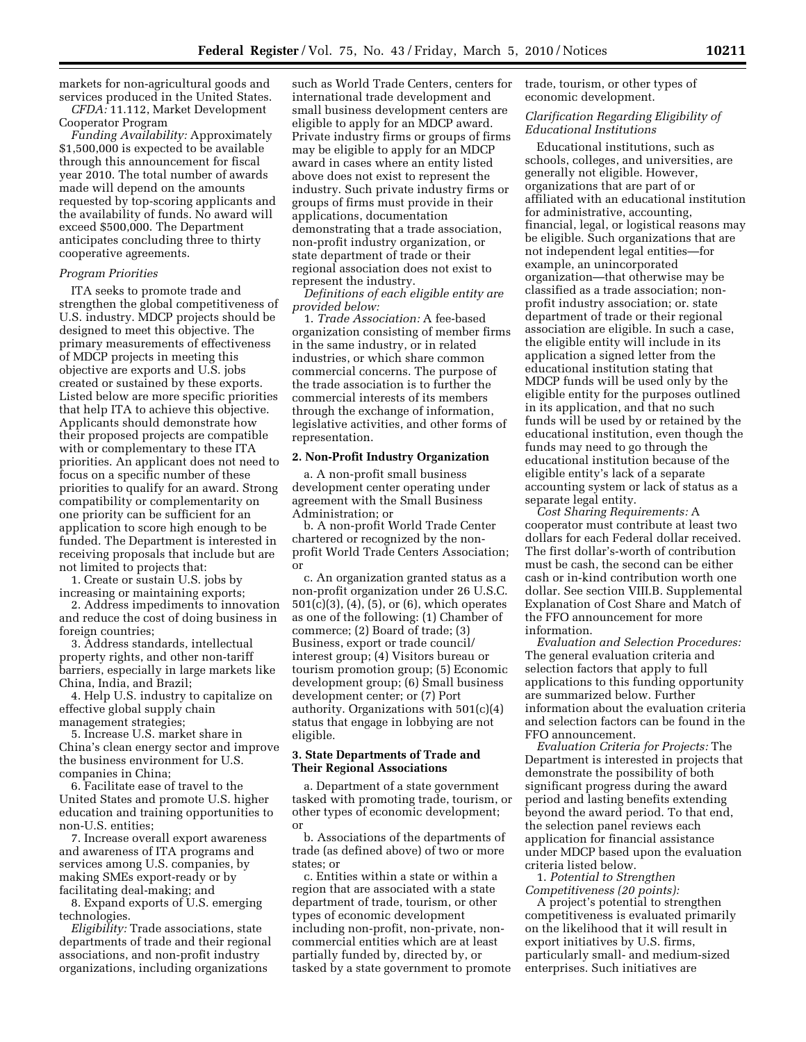markets for non-agricultural goods and services produced in the United States.

*CFDA:* 11.112, Market Development Cooperator Program

*Funding Availability:* Approximately $1,500,000 is expected to be available through this announcement for fiscal year 2010. The total number of awards made will depend on the amounts requested by top-scoring applicants and the availability of funds. No award will exceed $500,000. The Department anticipates concluding three to thirty cooperative agreements.

*Program Priorities*

ITA seeks to promote trade and strengthen the global competitiveness of U.S. industry. MDCP projects should be designed to meet this objective. The primary measurements of effectiveness of MDCP projects in meeting this objective are exports and U.S. jobs created or sustained by these exports. Listed below are more specific priorities that help ITA to achieve this objective. Applicants should demonstrate how their proposed projects are compatible with or complementary to these ITA priorities. An applicant does not need to focus on a specific number of these priorities to qualify for an award. Strong compatibility or complementarity on one priority can be sufficient for an application to score high enough to be funded. The Department is interested in receiving proposals that include but are not limited to projects that:

1. Create or sustain U.S. jobs by increasing or maintaining exports;
2. Address impediments to innovation and reduce the cost of doing business in foreign countries;
3. Address standards, intellectual property rights, and other non-tariff barriers, especially in large markets like China, India, and Brazil;
4. Help U.S. industry to capitalize on effective global supply chain management strategies;
5. Increase U.S. market share in China's clean energy sector and improve the business environment for U.S. companies in China;
6. Facilitate ease of travel to the United States and promote U.S. higher education and training opportunities to non-U.S. entities;
7. Increase overall export awareness and awareness of ITA programs and services among U.S. companies, by making SMEs export-ready or by facilitating deal-making; and
8. Expand exports of U.S. emerging technologies.

*Eligibility:* Trade associations, state departments of trade and their regional associations, and non-profit industry organizations, including organizations such as World Trade Centers, centers for international trade development and small business development centers are eligible to apply for an MDCP award. Private industry firms or groups of firms may be eligible to apply for an MDCP award in cases where an entity listed above does not exist to represent the industry. Such private industry firms or groups of firms must provide in their applications, documentation demonstrating that a trade association, non-profit industry organization, or state department of trade or their regional association does not exist to represent the industry.

*Definitions of each eligible entity are provided below:*

1. *Trade Association:* A fee-based organization consisting of member firms in the same industry, or in related industries, or which share common commercial concerns. The purpose of the trade association is to further the commercial interests of its members through the exchange of information, legislative activities, and other forms of representation.

**2. Non-Profit Industry Organization**

a. A non-profit small business development center operating under agreement with the Small Business Administration; or

b. A non-profit World Trade Center chartered or recognized by the non-profit World Trade Centers Association; or

c. An organization granted status as a non-profit organization under 26 U.S.C. 501(c)(3), (4), (5), or (6), which operates as one of the following: (1) Chamber of commerce; (2) Board of trade; (3) Business, export or trade council/interest group; (4) Visitors bureau or tourism promotion group; (5) Economic development group; (6) Small business development center; or (7) Port authority. Organizations with 501(c)(4) status that engage in lobbying are not eligible.

**3. State Departments of Trade and Their Regional Associations**

a. Department of a state government tasked with promoting trade, tourism, or other types of economic development; or

b. Associations of the departments of trade (as defined above) of two or more states; or

c. Entities within a state or within a region that are associated with a state department of trade, tourism, or other types of economic development including non-profit, non-private, non-commercial entities which are at least partially funded by, directed by, or tasked by a state government to promote trade, tourism, or other types of economic development.

*Clarification Regarding Eligibility of Educational Institutions*

Educational institutions, such as schools, colleges, and universities, are generally not eligible. However, organizations that are part of or affiliated with an educational institution for administrative, accounting, financial, legal, or logistical reasons may be eligible. Such organizations that are not independent legal entities—for example, an unincorporated organization—that otherwise may be classified as a trade association; non-profit industry association; or. state department of trade or their regional association are eligible. In such a case, the eligible entity will include in its application a signed letter from the educational institution stating that MDCP funds will be used only by the eligible entity for the purposes outlined in its application, and that no such funds will be used by or retained by the educational institution, even though the funds may need to go through the educational institution because of the eligible entity's lack of a separate accounting system or lack of status as a separate legal entity.

*Cost Sharing Requirements:* A cooperator must contribute at least two dollars for each Federal dollar received. The first dollar's-worth of contribution must be cash, the second can be either cash or in-kind contribution worth one dollar. See section VIII.B. Supplemental Explanation of Cost Share and Match of the FFO announcement for more information.

*Evaluation and Selection Procedures:* The general evaluation criteria and selection factors that apply to full applications to this funding opportunity are summarized below. Further information about the evaluation criteria and selection factors can be found in the FFO announcement.

*Evaluation Criteria for Projects:* The Department is interested in projects that demonstrate the possibility of both significant progress during the award period and lasting benefits extending beyond the award period. To that end, the selection panel reviews each application for financial assistance under MDCP based upon the evaluation criteria listed below.

1. *Potential to Strengthen Competitiveness (20 points):*

A project's potential to strengthen competitiveness is evaluated primarily on the likelihood that it will result in export initiatives by U.S. firms, particularly small- and medium-sized enterprises. Such initiatives are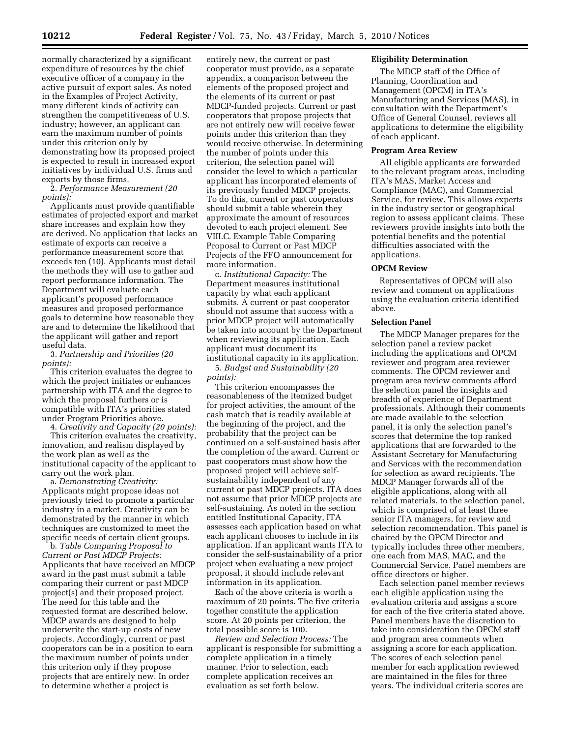normally characterized by a significant expenditure of resources by the chief executive officer of a company in the active pursuit of export sales. As noted in the Examples of Project Activity, many different kinds of activity can strengthen the competitiveness of U.S. industry; however, an applicant can earn the maximum number of points under this criterion only by demonstrating how its proposed project is expected to result in increased export initiatives by individual U.S. firms and exports by those firms.

2. *Performance Measurement (20 points):*

Applicants must provide quantifiable estimates of projected export and market share increases and explain how they are derived. No application that lacks an estimate of exports can receive a performance measurement score that exceeds ten (10). Applicants must detail the methods they will use to gather and report performance information. The Department will evaluate each applicant's proposed performance measures and proposed performance goals to determine how reasonable they are and to determine the likelihood that the applicant will gather and report useful data.

3. *Partnership and Priorities (20 points):*

This criterion evaluates the degree to which the project initiates or enhances partnership with ITA and the degree to which the proposal furthers or is compatible with ITA's priorities stated under Program Priorities above.

4. *Creativity and Capacity (20 points):*

This criterion evaluates the creativity, innovation, and realism displayed by the work plan as well as the institutional capacity of the applicant to carry out the work plan.

a. *Demonstrating Creativity:* Applicants might propose ideas not previously tried to promote a particular industry in a market. Creativity can be demonstrated by the manner in which techniques are customized to meet the specific needs of certain client groups.

b. *Table Comparing Proposal to Current or Past MDCP Projects:* Applicants that have received an MDCP award in the past must submit a table comparing their current or past MDCP project(s) and their proposed project. The need for this table and the requested format are described below. MDCP awards are designed to help underwrite the start-up costs of new projects. Accordingly, current or past cooperators can be in a position to earn the maximum number of points under this criterion only if they propose projects that are entirely new. In order to determine whether a project is entirely new, the current or past cooperator must provide, as a separate appendix, a comparison between the elements of the proposed project and the elements of its current or past MDCP-funded projects. Current or past cooperators that propose projects that are not entirely new will receive fewer points under this criterion than they would receive otherwise. In determining the number of points under this criterion, the selection panel will consider the level to which a particular applicant has incorporated elements of its previously funded MDCP projects. To do this, current or past cooperators should submit a table wherein they approximate the amount of resources devoted to each project element. See VIII.C. Example Table Comparing Proposal to Current or Past MDCP Projects of the FFO announcement for more information.

c. *Institutional Capacity:* The Department measures institutional capacity by what each applicant submits. A current or past cooperator should not assume that success with a prior MDCP project will automatically be taken into account by the Department when reviewing its application. Each applicant must document its institutional capacity in its application.

5. *Budget and Sustainability (20 points):*

This criterion encompasses the reasonableness of the itemized budget for project activities, the amount of the cash match that is readily available at the beginning of the project, and the probability that the project can be continued on a self-sustained basis after the completion of the award. Current or past cooperators must show how the proposed project will achieve self-sustainability independent of any current or past MDCP projects. ITA does not assume that prior MDCP projects are self-sustaining. As noted in the section entitled Institutional Capacity, ITA assesses each application based on what each applicant chooses to include in its application. If an applicant wants ITA to consider the self-sustainability of a prior project when evaluating a new project proposal, it should include relevant information in its application.

Each of the above criteria is worth a maximum of 20 points. The five criteria together constitute the application score. At 20 points per criterion, the total possible score is 100.

*Review and Selection Process:* The applicant is responsible for submitting a complete application in a timely manner. Prior to selection, each complete application receives an evaluation as set forth below.

**Eligibility Determination**

The MDCP staff of the Office of Planning, Coordination and Management (OPCM) in ITA's Manufacturing and Services (MAS), in consultation with the Department's Office of General Counsel, reviews all applications to determine the eligibility of each applicant.

**Program Area Review**

All eligible applicants are forwarded to the relevant program areas, including ITA's MAS, Market Access and Compliance (MAC), and Commercial Service, for review. This allows experts in the industry sector or geographical region to assess applicant claims. These reviewers provide insights into both the potential benefits and the potential difficulties associated with the applications.

**OPCM Review**

Representatives of OPCM will also review and comment on applications using the evaluation criteria identified above.

**Selection Panel**

The MDCP Manager prepares for the selection panel a review packet including the applications and OPCM reviewer and program area reviewer comments. The OPCM reviewer and program area review comments afford the selection panel the insights and breadth of experience of Department professionals. Although their comments are made available to the selection panel, it is only the selection panel's scores that determine the top ranked applications that are forwarded to the Assistant Secretary for Manufacturing and Services with the recommendation for selection as award recipients. The MDCP Manager forwards all of the eligible applications, along with all related materials, to the selection panel, which is comprised of at least three senior ITA managers, for review and selection recommendation. This panel is chaired by the OPCM Director and typically includes three other members, one each from MAS, MAC, and the Commercial Service. Panel members are office directors or higher.

Each selection panel member reviews each eligible application using the evaluation criteria and assigns a score for each of the five criteria stated above. Panel members have the discretion to take into consideration the OPCM staff and program area comments when assigning a score for each application. The scores of each selection panel member for each application reviewed are maintained in the files for three years. The individual criteria scores are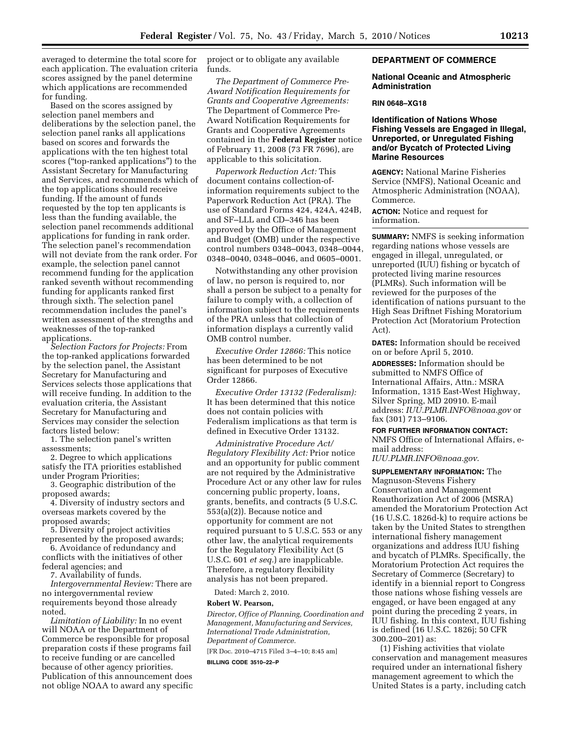averaged to determine the total score for each application. The evaluation criteria scores assigned by the panel determine which applications are recommended for funding.

Based on the scores assigned by selection panel members and deliberations by the selection panel, the selection panel ranks all applications based on scores and forwards the applications with the ten highest total scores ("top-ranked applications") to the Assistant Secretary for Manufacturing and Services, and recommends which of the top applications should receive funding. If the amount of funds requested by the top ten applicants is less than the funding available, the selection panel recommends additional applications for funding in rank order. The selection panel's recommendation will not deviate from the rank order. For example, the selection panel cannot recommend funding for the application ranked seventh without recommending funding for applicants ranked first through sixth. The selection panel recommendation includes the panel's written assessment of the strengths and weaknesses of the top-ranked applications.

*Selection Factors for Projects:* From the top-ranked applications forwarded by the selection panel, the Assistant Secretary for Manufacturing and Services selects those applications that will receive funding. In addition to the evaluation criteria, the Assistant Secretary for Manufacturing and Services may consider the selection factors listed below:

1. The selection panel's written assessments;
2. Degree to which applications satisfy the ITA priorities established under Program Priorities;
3. Geographic distribution of the proposed awards;
4. Diversity of industry sectors and overseas markets covered by the proposed awards;
5. Diversity of project activities represented by the proposed awards;
6. Avoidance of redundancy and conflicts with the initiatives of other federal agencies; and
7. Availability of funds.

*Intergovernmental Review:* There are no intergovernmental review requirements beyond those already noted.

*Limitation of Liability:* In no event will NOAA or the Department of Commerce be responsible for proposal preparation costs if these programs fail to receive funding or are cancelled because of other agency priorities. Publication of this announcement does not oblige NOAA to award any specific project or to obligate any available funds.

*The Department of Commerce Pre-Award Notification Requirements for Grants and Cooperative Agreements:* The Department of Commerce Pre-Award Notification Requirements for Grants and Cooperative Agreements contained in the **Federal Register** notice of February 11, 2008 (73 FR 7696), are applicable to this solicitation.

*Paperwork Reduction Act:* This document contains collection-of-information requirements subject to the Paperwork Reduction Act (PRA). The use of Standard Forms 424, 424A, 424B, and SF–LLL and CD–346 has been approved by the Office of Management and Budget (OMB) under the respective control numbers 0348–0043, 0348–0044, 0348–0040, 0348–0046, and 0605–0001.

Notwithstanding any other provision of law, no person is required to, nor shall a person be subject to a penalty for failure to comply with, a collection of information subject to the requirements of the PRA unless that collection of information displays a currently valid OMB control number.

*Executive Order 12866:* This notice has been determined to be not significant for purposes of Executive Order 12866.

*Executive Order 13132 (Federalism):* It has been determined that this notice does not contain policies with Federalism implications as that term is defined in Executive Order 13132.

*Administrative Procedure Act/Regulatory Flexibility Act:* Prior notice and an opportunity for public comment are not required by the Administrative Procedure Act or any other law for rules concerning public property, loans, grants, benefits, and contracts (5 U.S.C. 553(a)(2)). Because notice and opportunity for comment are not required pursuant to 5 U.S.C. 553 or any other law, the analytical requirements for the Regulatory Flexibility Act (5 U.S.C. 601 *et seq.*) are inapplicable. Therefore, a regulatory flexibility analysis has not been prepared.

Dated: March 2, 2010.

**Robert W. Pearson,**

*Director, Office of Planning, Coordination and Management, Manufacturing and Services, International Trade Administration, Department of Commerce.*

[FR Doc. 2010–4715 Filed 3–4–10; 8:45 am]

**BILLING CODE 3510–22–P**

## DEPARTMENT OF COMMERCE

### National Oceanic and Atmospheric Administration

**RIN 0648–XG18**

### Identification of Nations Whose Fishing Vessels are Engaged in Illegal, Unreported, or Unregulated Fishing and/or Bycatch of Protected Living Marine Resources

**AGENCY:** National Marine Fisheries Service (NMFS), National Oceanic and Atmospheric Administration (NOAA), Commerce.

**ACTION:** Notice and request for information.

**SUMMARY:** NMFS is seeking information regarding nations whose vessels are engaged in illegal, unregulated, or unreported (IUU) fishing or bycatch of protected living marine resources (PLMRs). Such information will be reviewed for the purposes of the identification of nations pursuant to the High Seas Driftnet Fishing Moratorium Protection Act (Moratorium Protection Act).

**DATES:** Information should be received on or before April 5, 2010.

**ADDRESSES:** Information should be submitted to NMFS Office of International Affairs, Attn.: MSRA Information, 1315 East-West Highway, Silver Spring, MD 20910. E-mail address: *IUU.PLMR.INFO@noaa.gov* or fax (301) 713–9106.

**FOR FURTHER INFORMATION CONTACT:** NMFS Office of International Affairs, e-mail address: *IUU.PLMR.INFO@noaa.gov*.

**SUPPLEMENTARY INFORMATION:** The Magnuson-Stevens Fishery Conservation and Management Reauthorization Act of 2006 (MSRA) amended the Moratorium Protection Act (16 U.S.C. 1826d-k) to require actions be taken by the United States to strengthen international fishery management organizations and address IUU fishing and bycatch of PLMRs. Specifically, the Moratorium Protection Act requires the Secretary of Commerce (Secretary) to identify in a biennial report to Congress those nations whose fishing vessels are engaged, or have been engaged at any point during the preceding 2 years, in IUU fishing. In this context, IUU fishing is defined (16 U.S.C. 1826j; 50 CFR 300.200–201) as:

(1) Fishing activities that violate conservation and management measures required under an international fishery management agreement to which the United States is a party, including catch